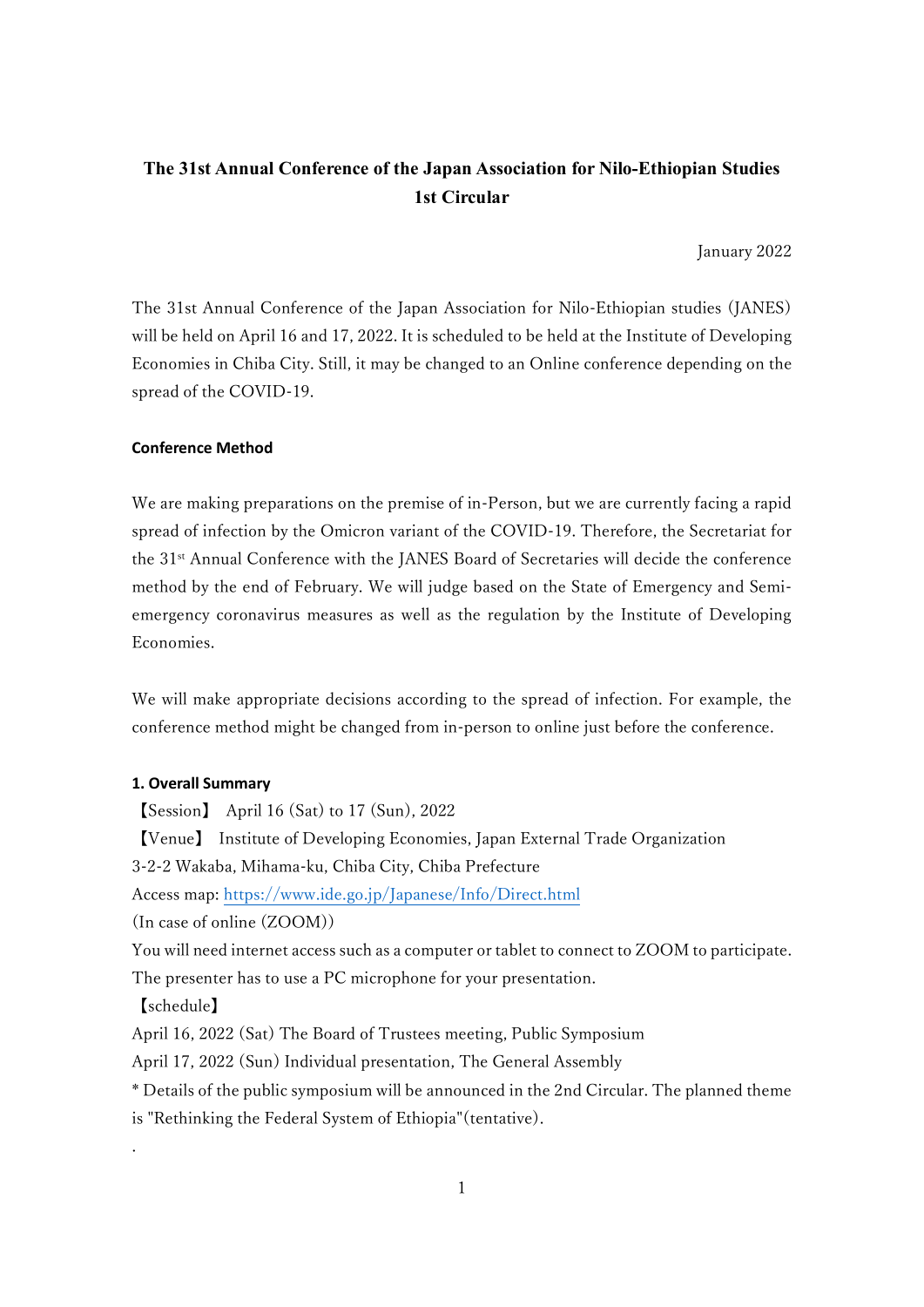# The 31st Annual Conference of the Japan Association for Nilo-Ethiopian Studies 1st Circular

January 2022

The 31st Annual Conference of the Japan Association for Nilo-Ethiopian studies (JANES) will be held on April 16 and 17, 2022. It is scheduled to be held at the Institute of Developing Economies in Chiba City. Still, it may be changed to an Online conference depending on the spread of the COVID-19.

### Conference Method

We are making preparations on the premise of in-Person, but we are currently facing a rapid spread of infection by the Omicron variant of the COVID-19. Therefore, the Secretariat for the 31st Annual Conference with the JANES Board of Secretaries will decide the conference method by the end of February. We will judge based on the State of Emergency and Semi-emergency coronavirus measures as well as the regulation by the Institute of Developing Economies.

We will make appropriate decisions according to the spread of infection. For example, the conference method might be changed from in-person to online just before the conference.

### 1. Overall Summary

【Session】 April 16 (Sat) to 17 (Sun), 2022

【Venue】 Institute of Developing Economies, Japan External Trade Organization
3-2-2 Wakaba, Mihama-ku, Chiba City, Chiba Prefecture
Access map: https://www.ide.go.jp/Japanese/Info/Direct.html
(In case of online (ZOOM))
You will need internet access such as a computer or tablet to connect to ZOOM to participate. The presenter has to use a PC microphone for your presentation.

【schedule】
April 16, 2022 (Sat) The Board of Trustees meeting, Public Symposium
April 17, 2022 (Sun) Individual presentation, The General Assembly
* Details of the public symposium will be announced in the 2nd Circular. The planned theme is "Rethinking the Federal System of Ethiopia"(tentative).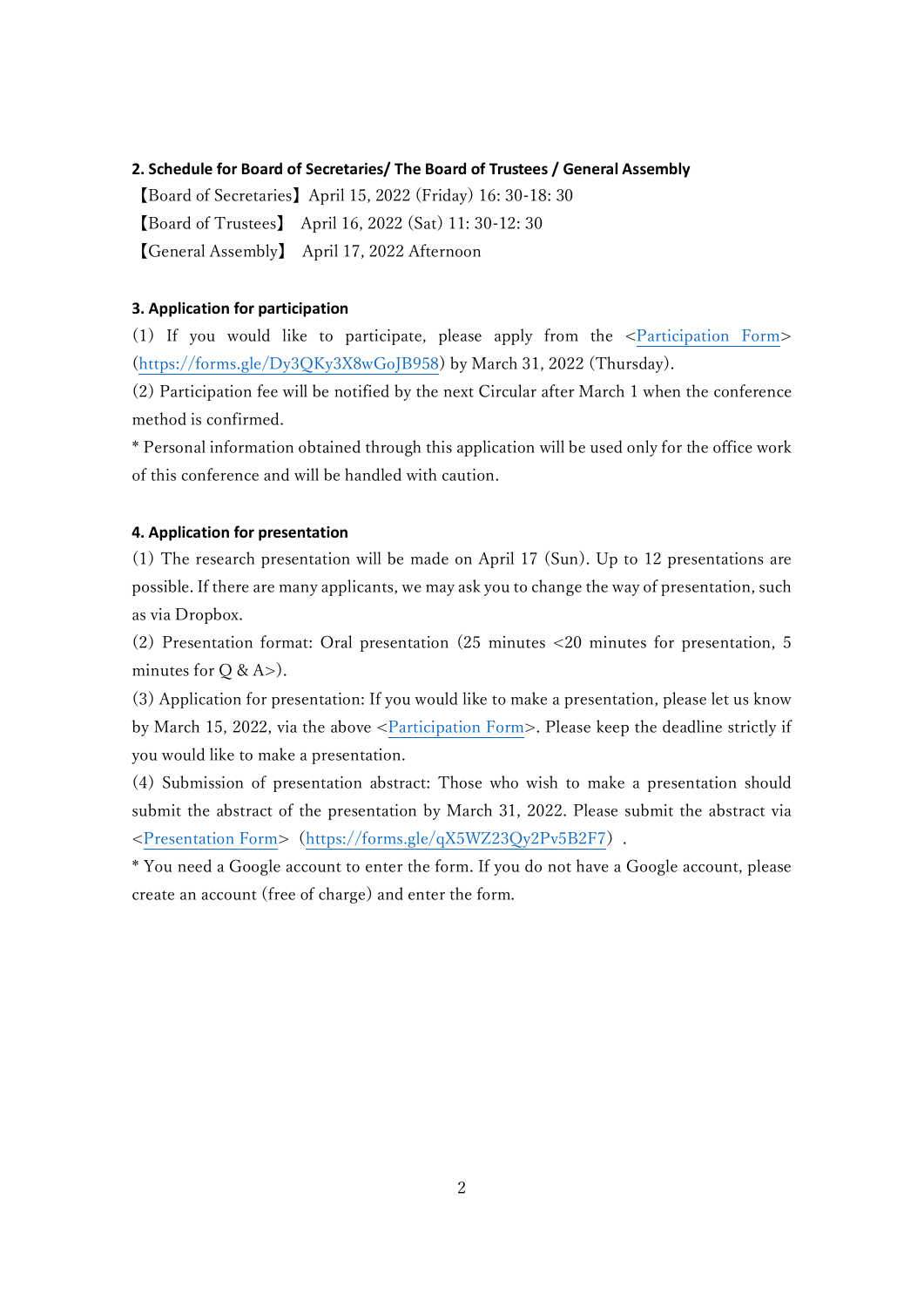**2. Schedule for Board of Secretaries/ The Board of Trustees / General Assembly**

【Board of Secretaries】April 15, 2022 (Friday) 16: 30-18: 30

【Board of Trustees】 April 16, 2022 (Sat) 11: 30-12: 30

【General Assembly】 April 17, 2022 Afternoon

**3. Application for participation**

(1) If you would like to participate, please apply from the <Participation Form> (https://forms.gle/Dy3QKy3X8wGoJB958) by March 31, 2022 (Thursday).

(2) Participation fee will be notified by the next Circular after March 1 when the conference method is confirmed.

* Personal information obtained through this application will be used only for the office work of this conference and will be handled with caution.

**4. Application for presentation**

(1) The research presentation will be made on April 17 (Sun). Up to 12 presentations are possible. If there are many applicants, we may ask you to change the way of presentation, such as via Dropbox.

(2) Presentation format: Oral presentation (25 minutes <20 minutes for presentation, 5 minutes for Q & A>).

(3) Application for presentation: If you would like to make a presentation, please let us know by March 15, 2022, via the above <Participation Form>. Please keep the deadline strictly if you would like to make a presentation.

(4) Submission of presentation abstract: Those who wish to make a presentation should submit the abstract of the presentation by March 31, 2022. Please submit the abstract via <Presentation Form> (https://forms.gle/qX5WZ23Qy2Pv5B2F7) .

* You need a Google account to enter the form. If you do not have a Google account, please create an account (free of charge) and enter the form.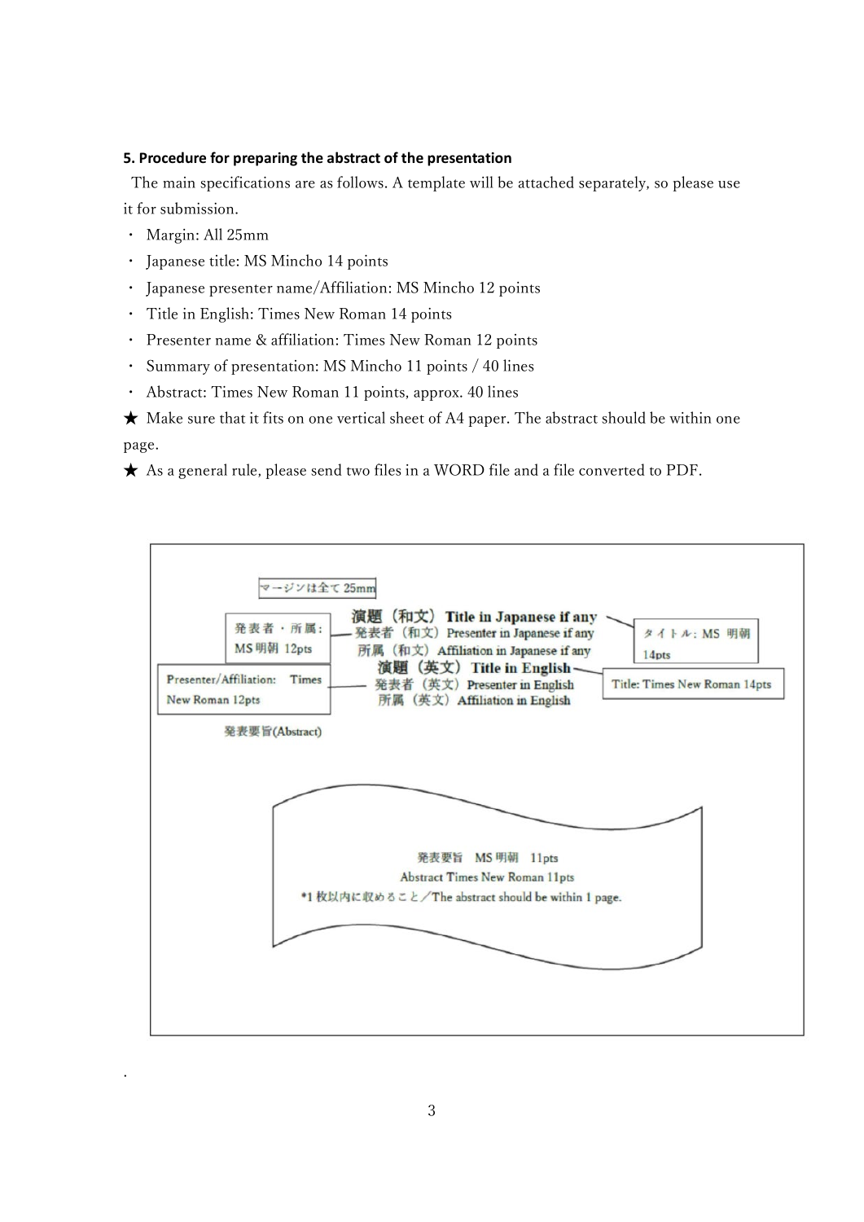**5. Procedure for preparing the abstract of the presentation**

The main specifications are as follows. A template will be attached separately, so please use it for submission.

- Margin: All 25mm
- Japanese title: MS Mincho 14 points
- Japanese presenter name/Affiliation: MS Mincho 12 points
- Title in English: Times New Roman 14 points
- Presenter name & affiliation: Times New Roman 12 points
- Summary of presentation: MS Mincho 11 points / 40 lines
- Abstract: Times New Roman 11 points, approx. 40 lines

★ Make sure that it fits on one vertical sheet of A4 paper. The abstract should be within one page.

★ As a general rule, please send two files in a WORD file and a file converted to PDF.

マージンは全て25mm

発表者・所属：MS明朝 12pts

Presenter/Affiliation: Times New Roman 12pts

**演題（和文）Title in Japanese if any**

発表者（和文）Presenter in Japanese if any

所属（和文）Affiliation in Japanese if any

**演題（英文）Title in English**

発表者（英文）Presenter in English

所属（英文）Affiliation in English

タイトル：MS 明朝 14pts

Title: Times New Roman 14pts

発表要旨(Abstract)

発表要旨　MS 明朝　11pts

Abstract Times New Roman 11pts

*1 枚以内に収めること／The abstract should be within 1 page.

.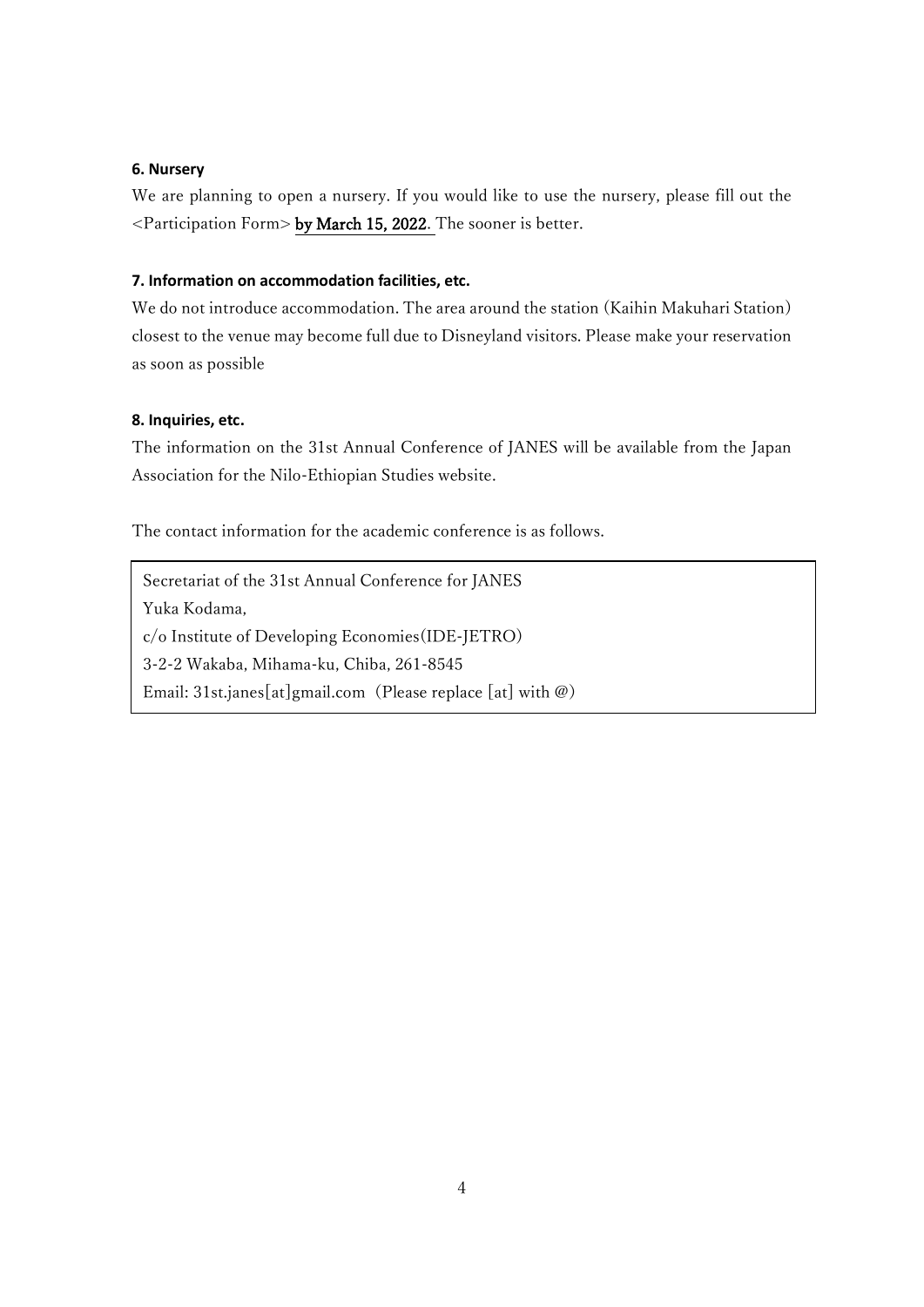### 6. Nursery

We are planning to open a nursery. If you would like to use the nursery, please fill out the <Participation Form> by March 15, 2022. The sooner is better.

### 7. Information on accommodation facilities, etc.

We do not introduce accommodation. The area around the station (Kaihin Makuhari Station) closest to the venue may become full due to Disneyland visitors. Please make your reservation as soon as possible

### 8. Inquiries, etc.

The information on the 31st Annual Conference of JANES will be available from the Japan Association for the Nilo-Ethiopian Studies website.

The contact information for the academic conference is as follows.

Secretariat of the 31st Annual Conference for JANES
Yuka Kodama,
c/o Institute of Developing Economies(IDE-JETRO)
3-2-2 Wakaba, Mihama-ku, Chiba, 261-8545
Email: 31st.janes[at]gmail.com (Please replace [at] with @)